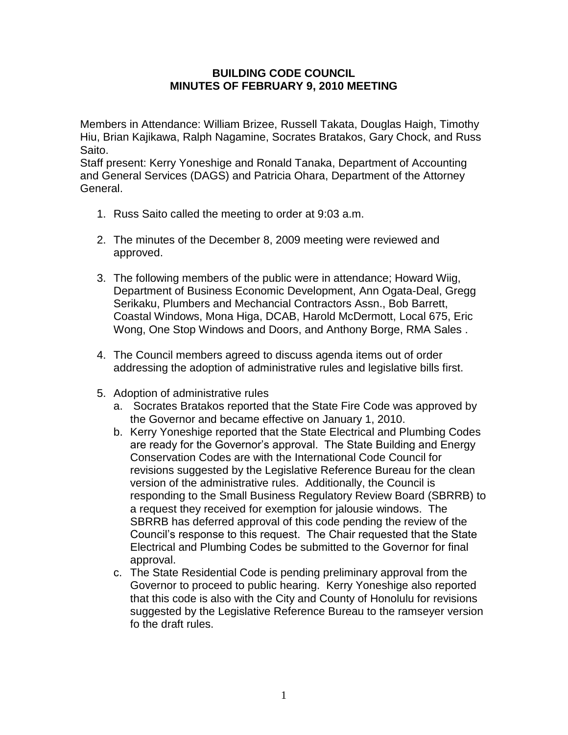# BUILDING CODE COUNCIL
# MINUTES OF FEBRUARY 9, 2010 MEETING

Members in Attendance: William Brizee, Russell Takata, Douglas Haigh, Timothy Hiu, Brian Kajikawa, Ralph Nagamine, Socrates Bratakos, Gary Chock, and Russ Saito.
Staff present: Kerry Yoneshige and Ronald Tanaka, Department of Accounting and General Services (DAGS) and Patricia Ohara, Department of the Attorney General.

1. Russ Saito called the meeting to order at 9:03 a.m.

2. The minutes of the December 8, 2009 meeting were reviewed and approved.

3. The following members of the public were in attendance; Howard Wiig, Department of Business Economic Development, Ann Ogata-Deal, Gregg Serikaku, Plumbers and Mechancial Contractors Assn., Bob Barrett, Coastal Windows, Mona Higa, DCAB, Harold McDermott, Local 675, Eric Wong, One Stop Windows and Doors, and Anthony Borge, RMA Sales .

4. The Council members agreed to discuss agenda items out of order addressing the adoption of administrative rules and legislative bills first.

5. Adoption of administrative rules
   a. Socrates Bratakos reported that the State Fire Code was approved by the Governor and became effective on January 1, 2010.
   b. Kerry Yoneshige reported that the State Electrical and Plumbing Codes are ready for the Governor's approval. The State Building and Energy Conservation Codes are with the International Code Council for revisions suggested by the Legislative Reference Bureau for the clean version of the administrative rules. Additionally, the Council is responding to the Small Business Regulatory Review Board (SBRRB) to a request they received for exemption for jalousie windows. The SBRRB has deferred approval of this code pending the review of the Council's response to this request. The Chair requested that the State Electrical and Plumbing Codes be submitted to the Governor for final approval.
   c. The State Residential Code is pending preliminary approval from the Governor to proceed to public hearing. Kerry Yoneshige also reported that this code is also with the City and County of Honolulu for revisions suggested by the Legislative Reference Bureau to the ramseyer version fo the draft rules.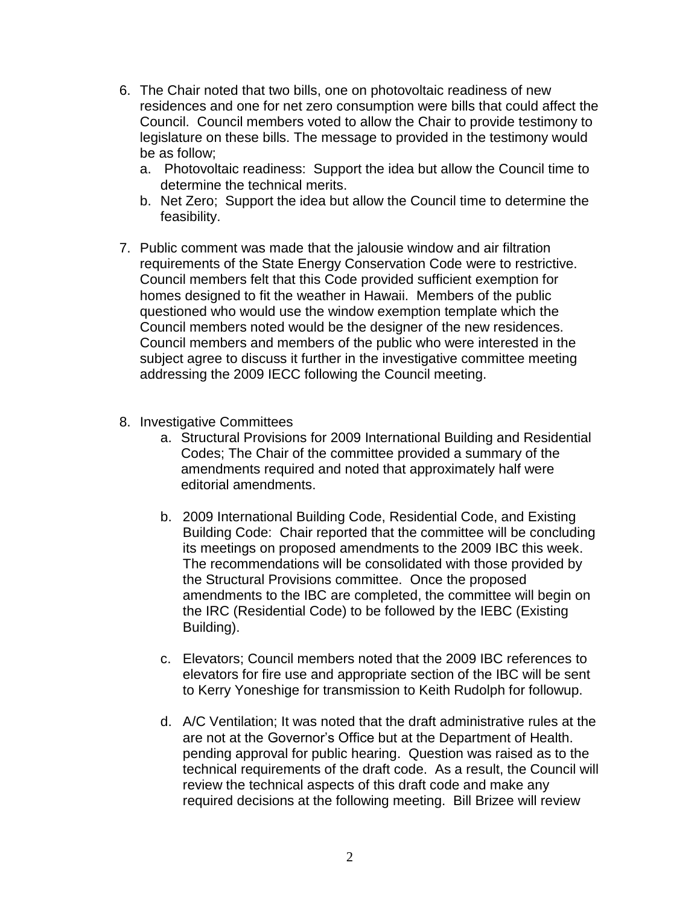6. The Chair noted that two bills, one on photovoltaic readiness of new residences and one for net zero consumption were bills that could affect the Council. Council members voted to allow the Chair to provide testimony to legislature on these bills. The message to provided in the testimony would be as follow;
   a. Photovoltaic readiness: Support the idea but allow the Council time to determine the technical merits.
   b. Net Zero; Support the idea but allow the Council time to determine the feasibility.

7. Public comment was made that the jalousie window and air filtration requirements of the State Energy Conservation Code were to restrictive. Council members felt that this Code provided sufficient exemption for homes designed to fit the weather in Hawaii. Members of the public questioned who would use the window exemption template which the Council members noted would be the designer of the new residences. Council members and members of the public who were interested in the subject agree to discuss it further in the investigative committee meeting addressing the 2009 IECC following the Council meeting.

8. Investigative Committees
   a. Structural Provisions for 2009 International Building and Residential Codes; The Chair of the committee provided a summary of the amendments required and noted that approximately half were editorial amendments.

   b. 2009 International Building Code, Residential Code, and Existing Building Code: Chair reported that the committee will be concluding its meetings on proposed amendments to the 2009 IBC this week. The recommendations will be consolidated with those provided by the Structural Provisions committee. Once the proposed amendments to the IBC are completed, the committee will begin on the IRC (Residential Code) to be followed by the IEBC (Existing Building).

   c. Elevators; Council members noted that the 2009 IBC references to elevators for fire use and appropriate section of the IBC will be sent to Kerry Yoneshige for transmission to Keith Rudolph for followup.

   d. A/C Ventilation; It was noted that the draft administrative rules at the are not at the Governor's Office but at the Department of Health. pending approval for public hearing. Question was raised as to the technical requirements of the draft code. As a result, the Council will review the technical aspects of this draft code and make any required decisions at the following meeting. Bill Brizee will review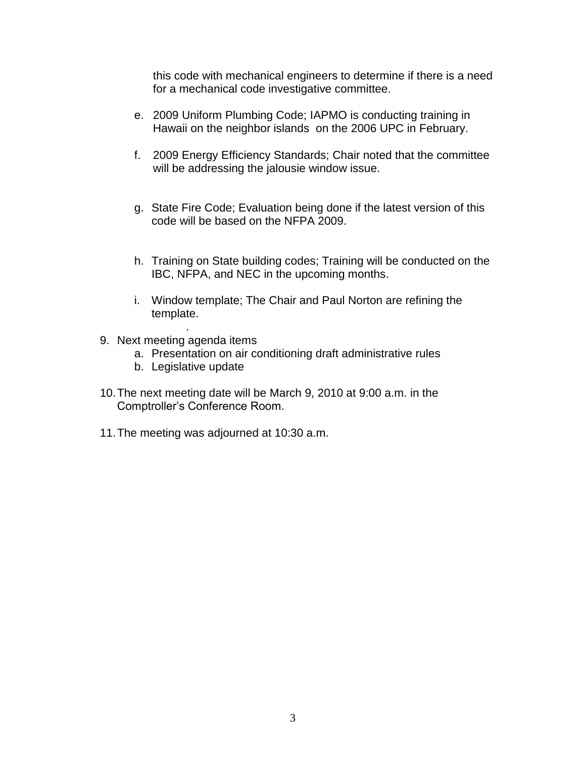this code with mechanical engineers to determine if there is a need for a mechanical code investigative committee.

   e. 2009 Uniform Plumbing Code; IAPMO is conducting training in Hawaii on the neighbor islands  on the 2006 UPC in February.

   f. 2009 Energy Efficiency Standards; Chair noted that the committee will be addressing the jalousie window issue.

   g. State Fire Code; Evaluation being done if the latest version of this code will be based on the NFPA 2009.

   h. Training on State building codes; Training will be conducted on the IBC, NFPA, and NEC in the upcoming months.

   i. Window template; The Chair and Paul Norton are refining the template.

9. Next meeting agenda items
   a. Presentation on air conditioning draft administrative rules
   b. Legislative update

10. The next meeting date will be March 9, 2010 at 9:00 a.m. in the Comptroller's Conference Room.

11. The meeting was adjourned at 10:30 a.m.